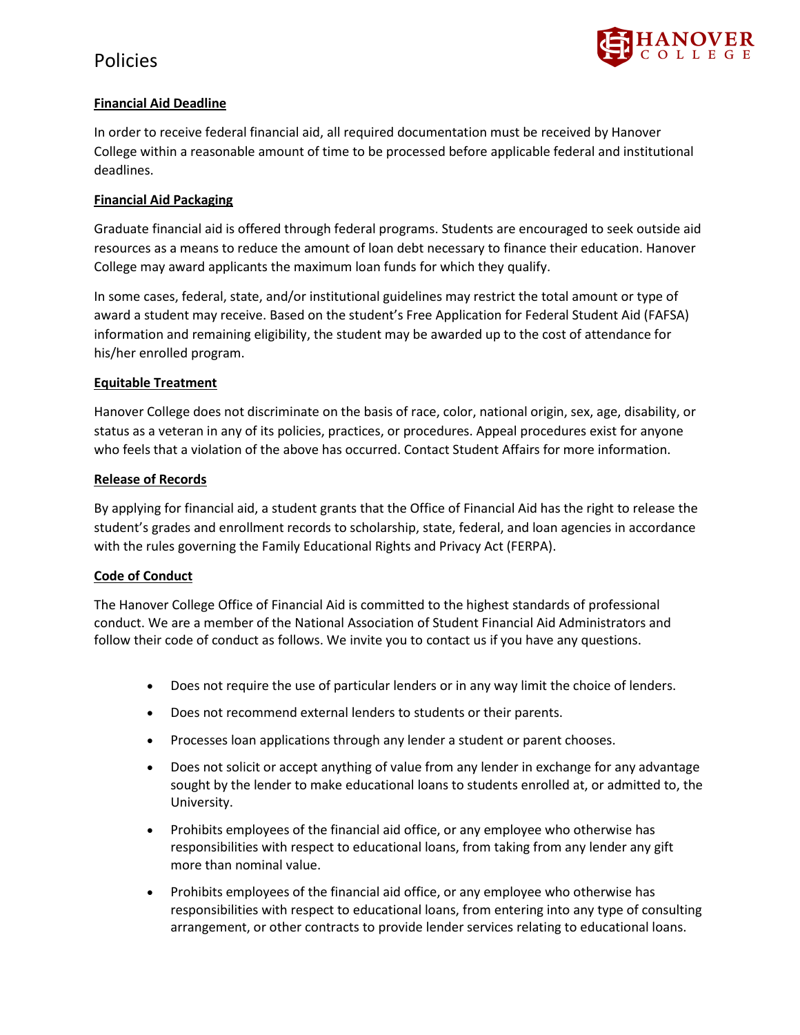# Policies

**Financial Aid Deadline**

In order to receive federal financial aid, all required documentation must be received by Hanover College within a reasonable amount of time to be processed before applicable federal and institutional deadlines.

**Financial Aid Packaging**

Graduate financial aid is offered through federal programs. Students are encouraged to seek outside aid resources as a means to reduce the amount of loan debt necessary to finance their education. Hanover College may award applicants the maximum loan funds for which they qualify.

In some cases, federal, state, and/or institutional guidelines may restrict the total amount or type of award a student may receive. Based on the student's Free Application for Federal Student Aid (FAFSA) information and remaining eligibility, the student may be awarded up to the cost of attendance for his/her enrolled program.

**Equitable Treatment**

Hanover College does not discriminate on the basis of race, color, national origin, sex, age, disability, or status as a veteran in any of its policies, practices, or procedures. Appeal procedures exist for anyone who feels that a violation of the above has occurred. Contact Student Affairs for more information.

**Release of Records**

By applying for financial aid, a student grants that the Office of Financial Aid has the right to release the student's grades and enrollment records to scholarship, state, federal, and loan agencies in accordance with the rules governing the Family Educational Rights and Privacy Act (FERPA).

**Code of Conduct**

The Hanover College Office of Financial Aid is committed to the highest standards of professional conduct. We are a member of the National Association of Student Financial Aid Administrators and follow their code of conduct as follows. We invite you to contact us if you have any questions.

- Does not require the use of particular lenders or in any way limit the choice of lenders.
- Does not recommend external lenders to students or their parents.
- Processes loan applications through any lender a student or parent chooses.
- Does not solicit or accept anything of value from any lender in exchange for any advantage sought by the lender to make educational loans to students enrolled at, or admitted to, the University.
- Prohibits employees of the financial aid office, or any employee who otherwise has responsibilities with respect to educational loans, from taking from any lender any gift more than nominal value.
- Prohibits employees of the financial aid office, or any employee who otherwise has responsibilities with respect to educational loans, from entering into any type of consulting arrangement, or other contracts to provide lender services relating to educational loans.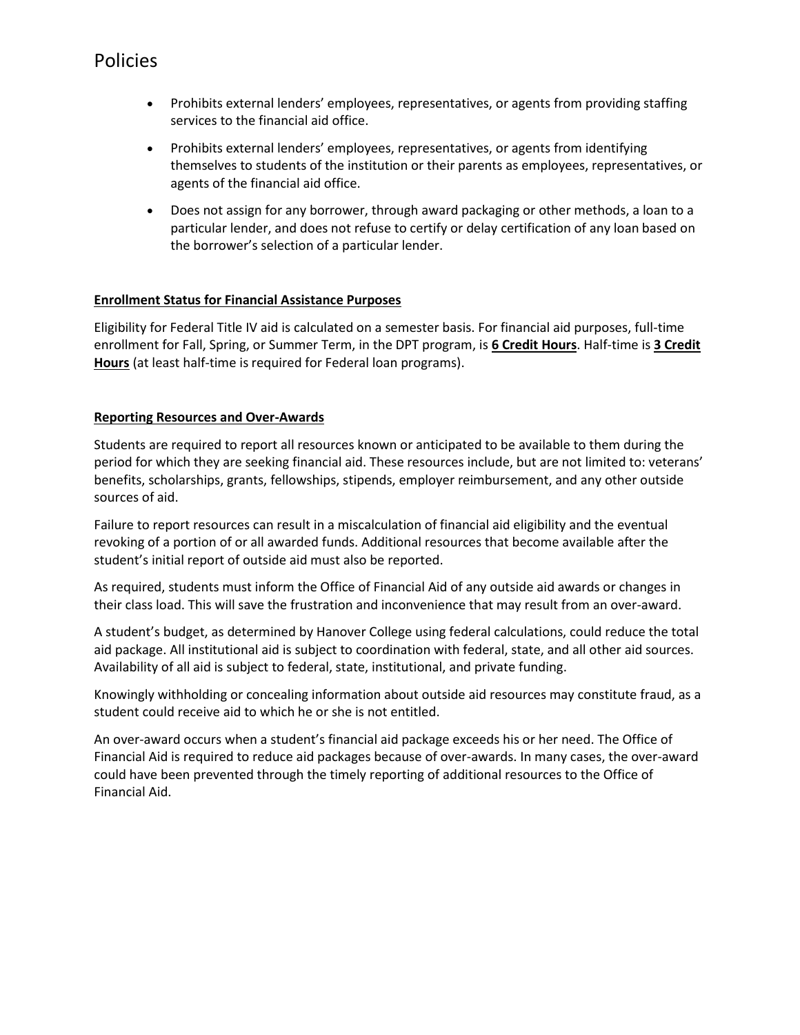# Policies

- Prohibits external lenders' employees, representatives, or agents from providing staffing services to the financial aid office.
- Prohibits external lenders' employees, representatives, or agents from identifying themselves to students of the institution or their parents as employees, representatives, or agents of the financial aid office.
- Does not assign for any borrower, through award packaging or other methods, a loan to a particular lender, and does not refuse to certify or delay certification of any loan based on the borrower's selection of a particular lender.

**Enrollment Status for Financial Assistance Purposes**

Eligibility for Federal Title IV aid is calculated on a semester basis. For financial aid purposes, full-time enrollment for Fall, Spring, or Summer Term, in the DPT program, is **6 Credit Hours**. Half-time is **3 Credit Hours** (at least half-time is required for Federal loan programs).

**Reporting Resources and Over-Awards**

Students are required to report all resources known or anticipated to be available to them during the period for which they are seeking financial aid. These resources include, but are not limited to: veterans' benefits, scholarships, grants, fellowships, stipends, employer reimbursement, and any other outside sources of aid.

Failure to report resources can result in a miscalculation of financial aid eligibility and the eventual revoking of a portion of or all awarded funds. Additional resources that become available after the student's initial report of outside aid must also be reported.

As required, students must inform the Office of Financial Aid of any outside aid awards or changes in their class load. This will save the frustration and inconvenience that may result from an over-award.

A student's budget, as determined by Hanover College using federal calculations, could reduce the total aid package. All institutional aid is subject to coordination with federal, state, and all other aid sources. Availability of all aid is subject to federal, state, institutional, and private funding.

Knowingly withholding or concealing information about outside aid resources may constitute fraud, as a student could receive aid to which he or she is not entitled.

An over-award occurs when a student's financial aid package exceeds his or her need. The Office of Financial Aid is required to reduce aid packages because of over-awards. In many cases, the over-award could have been prevented through the timely reporting of additional resources to the Office of Financial Aid.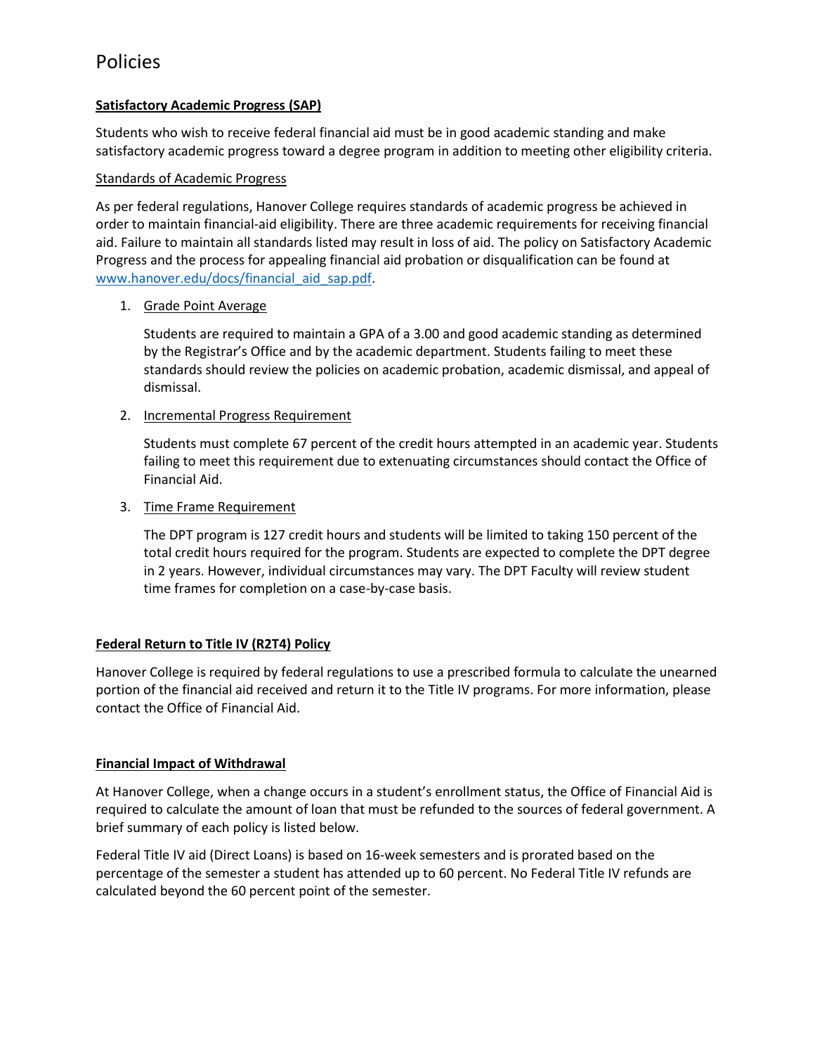# Policies

**Satisfactory Academic Progress (SAP)**

Students who wish to receive federal financial aid must be in good academic standing and make satisfactory academic progress toward a degree program in addition to meeting other eligibility criteria.

Standards of Academic Progress

As per federal regulations, Hanover College requires standards of academic progress be achieved in order to maintain financial-aid eligibility. There are three academic requirements for receiving financial aid. Failure to maintain all standards listed may result in loss of aid. The policy on Satisfactory Academic Progress and the process for appealing financial aid probation or disqualification can be found at [www.hanover.edu/docs/financial_aid_sap.pdf](www.hanover.edu/docs/financial_aid_sap.pdf).

1. Grade Point Average

   Students are required to maintain a GPA of a 3.00 and good academic standing as determined by the Registrar's Office and by the academic department. Students failing to meet these standards should review the policies on academic probation, academic dismissal, and appeal of dismissal.

2. Incremental Progress Requirement

   Students must complete 67 percent of the credit hours attempted in an academic year. Students failing to meet this requirement due to extenuating circumstances should contact the Office of Financial Aid.

3. Time Frame Requirement

   The DPT program is 127 credit hours and students will be limited to taking 150 percent of the total credit hours required for the program. Students are expected to complete the DPT degree in 2 years. However, individual circumstances may vary. The DPT Faculty will review student time frames for completion on a case-by-case basis.

**Federal Return to Title IV (R2T4) Policy**

Hanover College is required by federal regulations to use a prescribed formula to calculate the unearned portion of the financial aid received and return it to the Title IV programs. For more information, please contact the Office of Financial Aid.

**Financial Impact of Withdrawal**

At Hanover College, when a change occurs in a student's enrollment status, the Office of Financial Aid is required to calculate the amount of loan that must be refunded to the sources of federal government. A brief summary of each policy is listed below.

Federal Title IV aid (Direct Loans) is based on 16-week semesters and is prorated based on the percentage of the semester a student has attended up to 60 percent. No Federal Title IV refunds are calculated beyond the 60 percent point of the semester.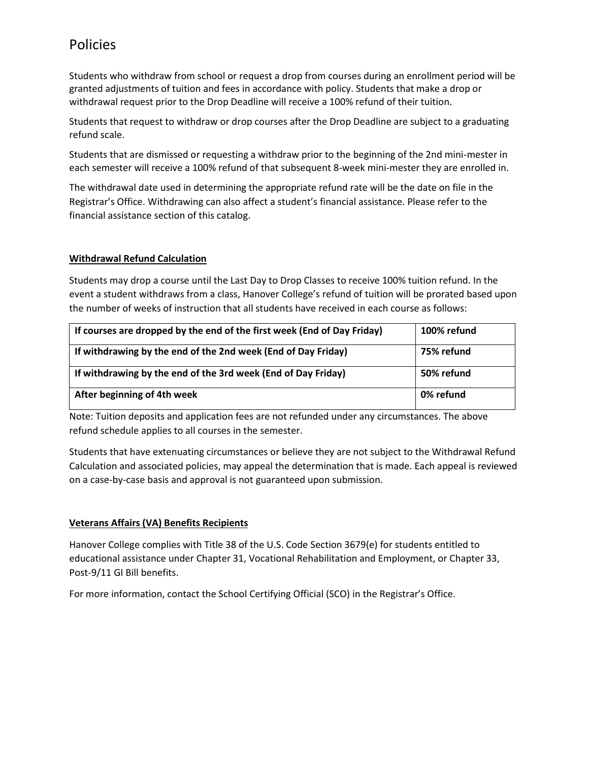# Policies

Students who withdraw from school or request a drop from courses during an enrollment period will be granted adjustments of tuition and fees in accordance with policy. Students that make a drop or withdrawal request prior to the Drop Deadline will receive a 100% refund of their tuition.

Students that request to withdraw or drop courses after the Drop Deadline are subject to a graduating refund scale.

Students that are dismissed or requesting a withdraw prior to the beginning of the 2nd mini-mester in each semester will receive a 100% refund of that subsequent 8-week mini-mester they are enrolled in.

The withdrawal date used in determining the appropriate refund rate will be the date on file in the Registrar's Office. Withdrawing can also affect a student's financial assistance. Please refer to the financial assistance section of this catalog.

## Withdrawal Refund Calculation

Students may drop a course until the Last Day to Drop Classes to receive 100% tuition refund. In the event a student withdraws from a class, Hanover College's refund of tuition will be prorated based upon the number of weeks of instruction that all students have received in each course as follows:

| | |
|---|---|
| **If courses are dropped by the end of the first week (End of Day Friday)** | **100% refund** |
| **If withdrawing by the end of the 2nd week (End of Day Friday)** | **75% refund** |
| **If withdrawing by the end of the 3rd week (End of Day Friday)** | **50% refund** |
| **After beginning of 4th week** | **0% refund** |

Note: Tuition deposits and application fees are not refunded under any circumstances. The above refund schedule applies to all courses in the semester.

Students that have extenuating circumstances or believe they are not subject to the Withdrawal Refund Calculation and associated policies, may appeal the determination that is made. Each appeal is reviewed on a case-by-case basis and approval is not guaranteed upon submission.

## Veterans Affairs (VA) Benefits Recipients

Hanover College complies with Title 38 of the U.S. Code Section 3679(e) for students entitled to educational assistance under Chapter 31, Vocational Rehabilitation and Employment, or Chapter 33, Post-9/11 GI Bill benefits.

For more information, contact the School Certifying Official (SCO) in the Registrar's Office.